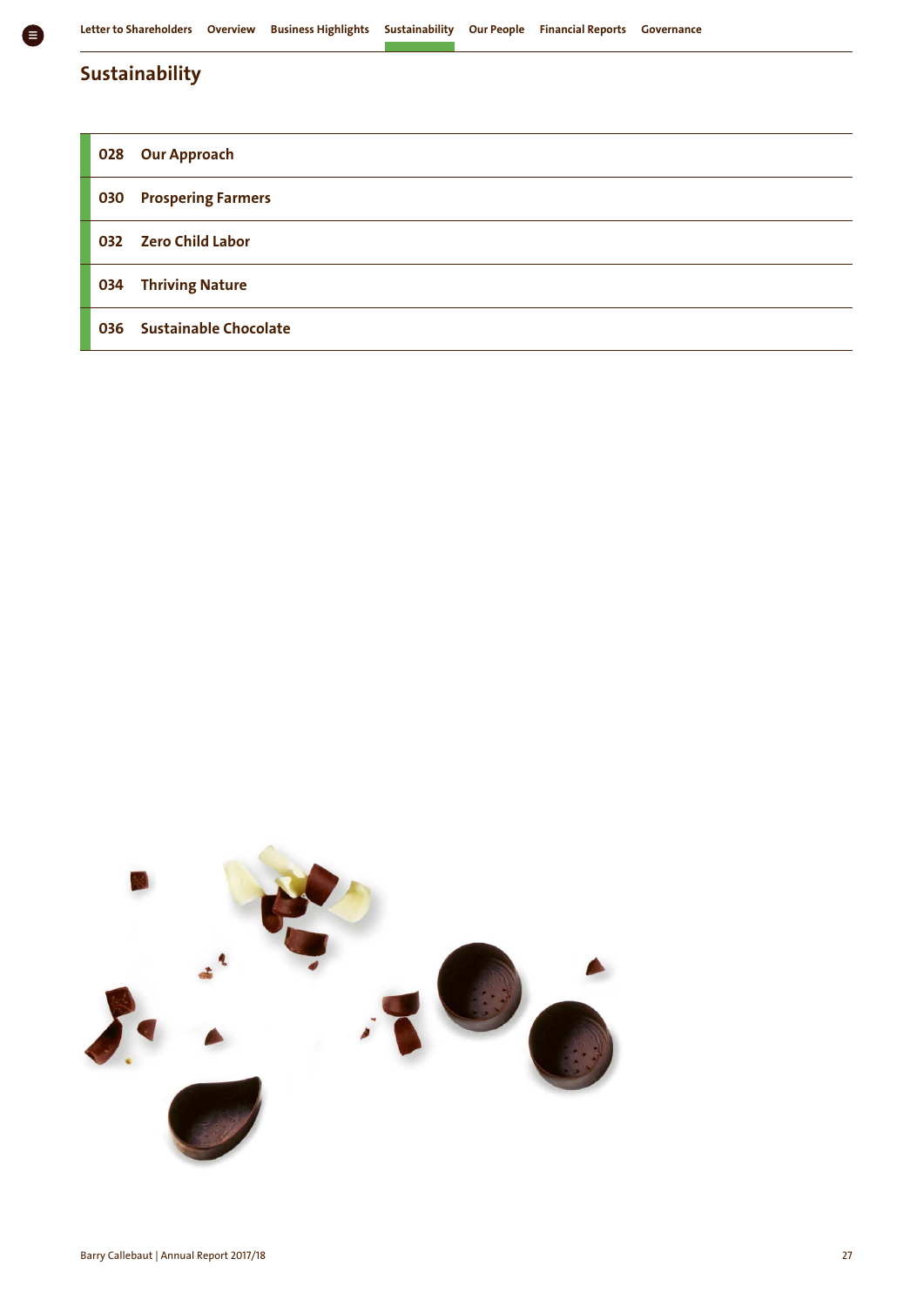# Sustainability

| | |
|---|---|
| 028 | Our Approach |
| 030 | Prospering Farmers |
| 032 | Zero Child Labor |
| 034 | Thriving Nature |
| 036 | Sustainable Chocolate |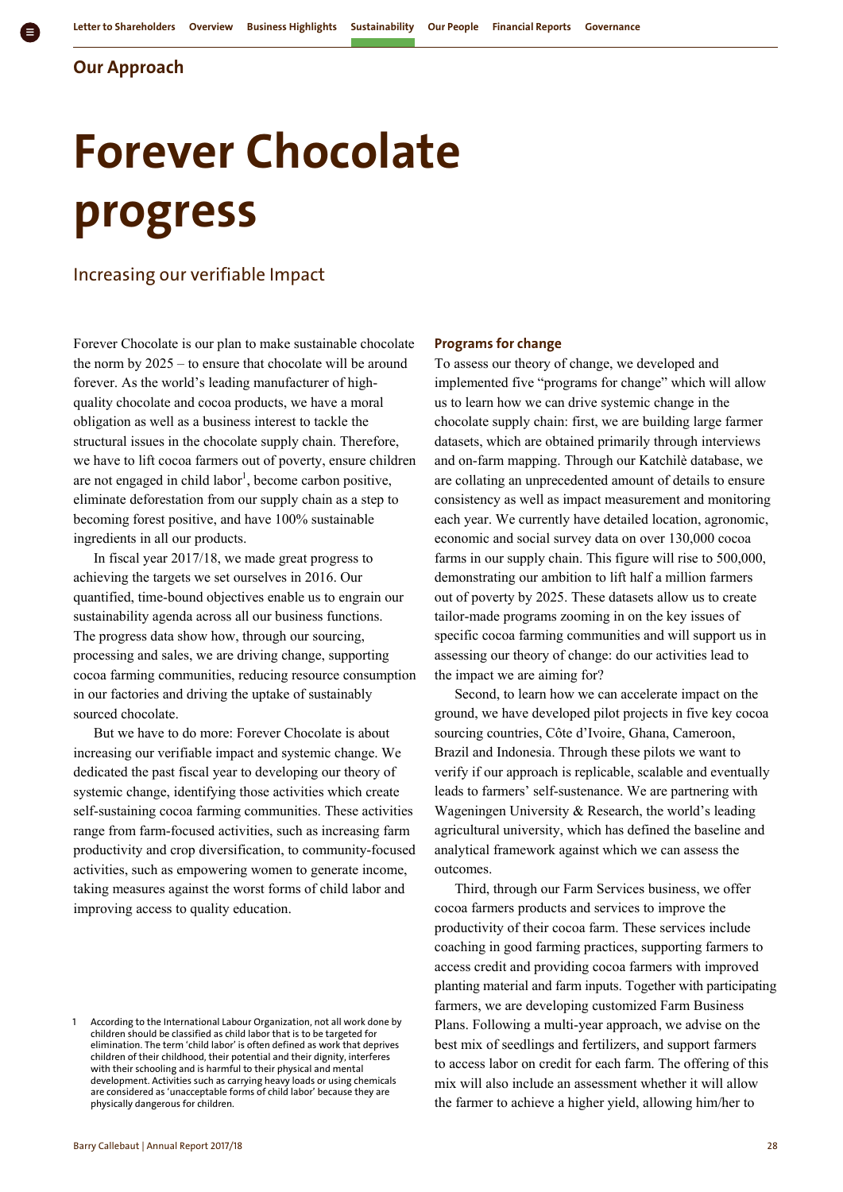## Our Approach

# Forever Chocolate progress

### Increasing our verifiable Impact

Forever Chocolate is our plan to make sustainable chocolate the norm by 2025 – to ensure that chocolate will be around forever. As the world's leading manufacturer of high-quality chocolate and cocoa products, we have a moral obligation as well as a business interest to tackle the structural issues in the chocolate supply chain. Therefore, we have to lift cocoa farmers out of poverty, ensure children are not engaged in child labor[1], become carbon positive, eliminate deforestation from our supply chain as a step to becoming forest positive, and have 100% sustainable ingredients in all our products.

In fiscal year 2017/18, we made great progress to achieving the targets we set ourselves in 2016. Our quantified, time-bound objectives enable us to engrain our sustainability agenda across all our business functions. The progress data show how, through our sourcing, processing and sales, we are driving change, supporting cocoa farming communities, reducing resource consumption in our factories and driving the uptake of sustainably sourced chocolate.

But we have to do more: Forever Chocolate is about increasing our verifiable impact and systemic change. We dedicated the past fiscal year to developing our theory of systemic change, identifying those activities which create self-sustaining cocoa farming communities. These activities range from farm-focused activities, such as increasing farm productivity and crop diversification, to community-focused activities, such as empowering women to generate income, taking measures against the worst forms of child labor and improving access to quality education.

1 According to the International Labour Organization, not all work done by children should be classified as child labor that is to be targeted for elimination. The term 'child labor' is often defined as work that deprives children of their childhood, their potential and their dignity, interferes with their schooling and is harmful to their physical and mental development. Activities such as carrying heavy loads or using chemicals are considered as 'unacceptable forms of child labor' because they are physically dangerous for children.

**Programs for change**

To assess our theory of change, we developed and implemented five "programs for change" which will allow us to learn how we can drive systemic change in the chocolate supply chain: first, we are building large farmer datasets, which are obtained primarily through interviews and on-farm mapping. Through our Katchilè database, we are collating an unprecedented amount of details to ensure consistency as well as impact measurement and monitoring each year. We currently have detailed location, agronomic, economic and social survey data on over 130,000 cocoa farms in our supply chain. This figure will rise to 500,000, demonstrating our ambition to lift half a million farmers out of poverty by 2025. These datasets allow us to create tailor-made programs zooming in on the key issues of specific cocoa farming communities and will support us in assessing our theory of change: do our activities lead to the impact we are aiming for?

Second, to learn how we can accelerate impact on the ground, we have developed pilot projects in five key cocoa sourcing countries, Côte d'Ivoire, Ghana, Cameroon, Brazil and Indonesia. Through these pilots we want to verify if our approach is replicable, scalable and eventually leads to farmers' self-sustenance. We are partnering with Wageningen University & Research, the world's leading agricultural university, which has defined the baseline and analytical framework against which we can assess the outcomes.

Third, through our Farm Services business, we offer cocoa farmers products and services to improve the productivity of their cocoa farm. These services include coaching in good farming practices, supporting farmers to access credit and providing cocoa farmers with improved planting material and farm inputs. Together with participating farmers, we are developing customized Farm Business Plans. Following a multi-year approach, we advise on the best mix of seedlings and fertilizers, and support farmers to access labor on credit for each farm. The offering of this mix will also include an assessment whether it will allow the farmer to achieve a higher yield, allowing him/her to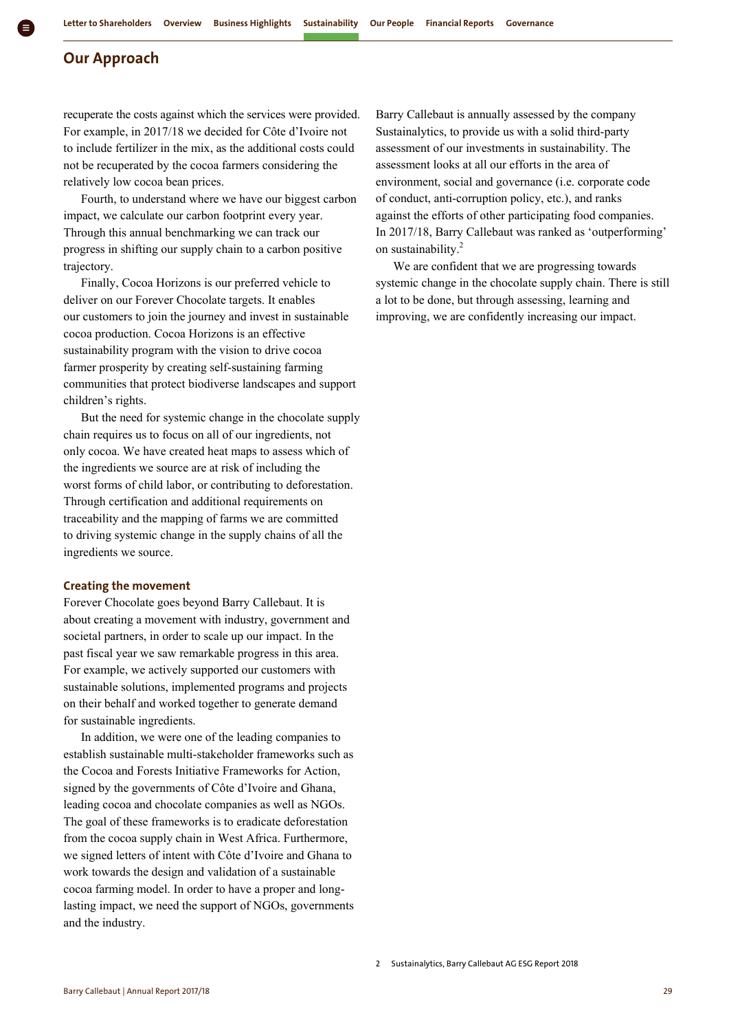## Our Approach

recuperate the costs against which the services were provided. For example, in 2017/18 we decided for Côte d'Ivoire not to include fertilizer in the mix, as the additional costs could not be recuperated by the cocoa farmers considering the relatively low cocoa bean prices.

Fourth, to understand where we have our biggest carbon impact, we calculate our carbon footprint every year. Through this annual benchmarking we can track our progress in shifting our supply chain to a carbon positive trajectory.

Finally, Cocoa Horizons is our preferred vehicle to deliver on our Forever Chocolate targets. It enables our customers to join the journey and invest in sustainable cocoa production. Cocoa Horizons is an effective sustainability program with the vision to drive cocoa farmer prosperity by creating self-sustaining farming communities that protect biodiverse landscapes and support children's rights.

But the need for systemic change in the chocolate supply chain requires us to focus on all of our ingredients, not only cocoa. We have created heat maps to assess which of the ingredients we source are at risk of including the worst forms of child labor, or contributing to deforestation. Through certification and additional requirements on traceability and the mapping of farms we are committed to driving systemic change in the supply chains of all the ingredients we source.

### Creating the movement

Forever Chocolate goes beyond Barry Callebaut. It is about creating a movement with industry, government and societal partners, in order to scale up our impact. In the past fiscal year we saw remarkable progress in this area. For example, we actively supported our customers with sustainable solutions, implemented programs and projects on their behalf and worked together to generate demand for sustainable ingredients.

In addition, we were one of the leading companies to establish sustainable multi-stakeholder frameworks such as the Cocoa and Forests Initiative Frameworks for Action, signed by the governments of Côte d'Ivoire and Ghana, leading cocoa and chocolate companies as well as NGOs. The goal of these frameworks is to eradicate deforestation from the cocoa supply chain in West Africa. Furthermore, we signed letters of intent with Côte d'Ivoire and Ghana to work towards the design and validation of a sustainable cocoa farming model. In order to have a proper and long-lasting impact, we need the support of NGOs, governments and the industry.

Barry Callebaut is annually assessed by the company Sustainalytics, to provide us with a solid third-party assessment of our investments in sustainability. The assessment looks at all our efforts in the area of environment, social and governance (i.e. corporate code of conduct, anti-corruption policy, etc.), and ranks against the efforts of other participating food companies. In 2017/18, Barry Callebaut was ranked as 'outperforming' on sustainability.[2]

We are confident that we are progressing towards systemic change in the chocolate supply chain. There is still a lot to be done, but through assessing, learning and improving, we are confidently increasing our impact.

2 Sustainalytics, Barry Callebaut AG ESG Report 2018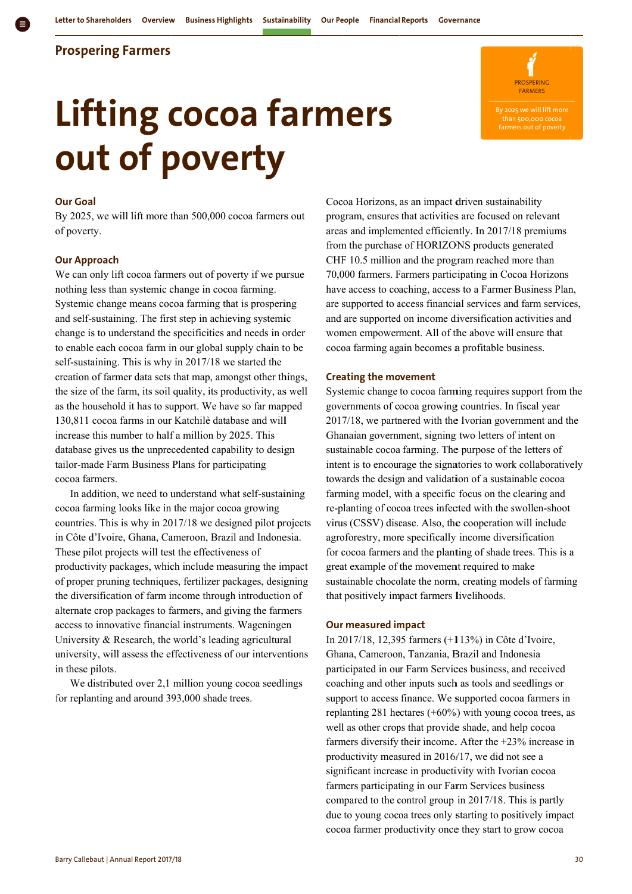## Prospering Farmers

# Lifting cocoa farmers out of poverty

PROSPERING FARMERS

By 2025 we will lift more than 500,000 cocoa farmers out of poverty

### Our Goal

By 2025, we will lift more than 500,000 cocoa farmers out of poverty.

### Our Approach

We can only lift cocoa farmers out of poverty if we pursue nothing less than systemic change in cocoa farming. Systemic change means cocoa farming that is prospering and self-sustaining. The first step in achieving systemic change is to understand the specificities and needs in order to enable each cocoa farm in our global supply chain to be self-sustaining. This is why in 2017/18 we started the creation of farmer data sets that map, amongst other things, the size of the farm, its soil quality, its productivity, as well as the household it has to support. We have so far mapped 130,811 cocoa farms in our Katchilè database and will increase this number to half a million by 2025. This database gives us the unprecedented capability to design tailor-made Farm Business Plans for participating cocoa farmers.

In addition, we need to understand what self-sustaining cocoa farming looks like in the major cocoa growing countries. This is why in 2017/18 we designed pilot projects in Côte d'Ivoire, Ghana, Cameroon, Brazil and Indonesia. These pilot projects will test the effectiveness of productivity packages, which include measuring the impact of proper pruning techniques, fertilizer packages, designing the diversification of farm income through introduction of alternate crop packages to farmers, and giving the farmers access to innovative financial instruments. Wageningen University & Research, the world's leading agricultural university, will assess the effectiveness of our interventions in these pilots.

We distributed over 2,1 million young cocoa seedlings for replanting and around 393,000 shade trees.

Cocoa Horizons, as an impact driven sustainability program, ensures that activities are focused on relevant areas and implemented efficiently. In 2017/18 premiums from the purchase of HORIZONS products generated CHF 10.5 million and the program reached more than 70,000 farmers. Farmers participating in Cocoa Horizons have access to coaching, access to a Farmer Business Plan, are supported to access financial services and farm services, and are supported on income diversification activities and women empowerment. All of the above will ensure that cocoa farming again becomes a profitable business.

### Creating the movement

Systemic change to cocoa farming requires support from the governments of cocoa growing countries. In fiscal year 2017/18, we partnered with the Ivorian government and the Ghanaian government, signing two letters of intent on sustainable cocoa farming. The purpose of the letters of intent is to encourage the signatories to work collaboratively towards the design and validation of a sustainable cocoa farming model, with a specific focus on the clearing and re-planting of cocoa trees infected with the swollen-shoot virus (CSSV) disease. Also, the cooperation will include agroforestry, more specifically income diversification for cocoa farmers and the planting of shade trees. This is a great example of the movement required to make sustainable chocolate the norm, creating models of farming that positively impact farmers livelihoods.

### Our measured impact

In 2017/18, 12,395 farmers (+113%) in Côte d'Ivoire, Ghana, Cameroon, Tanzania, Brazil and Indonesia participated in our Farm Services business, and received coaching and other inputs such as tools and seedlings or support to access finance. We supported cocoa farmers in replanting 281 hectares (+60%) with young cocoa trees, as well as other crops that provide shade, and help cocoa farmers diversify their income. After the +23% increase in productivity measured in 2016/17, we did not see a significant increase in productivity with Ivorian cocoa farmers participating in our Farm Services business compared to the control group in 2017/18. This is partly due to young cocoa trees only starting to positively impact cocoa farmer productivity once they start to grow cocoa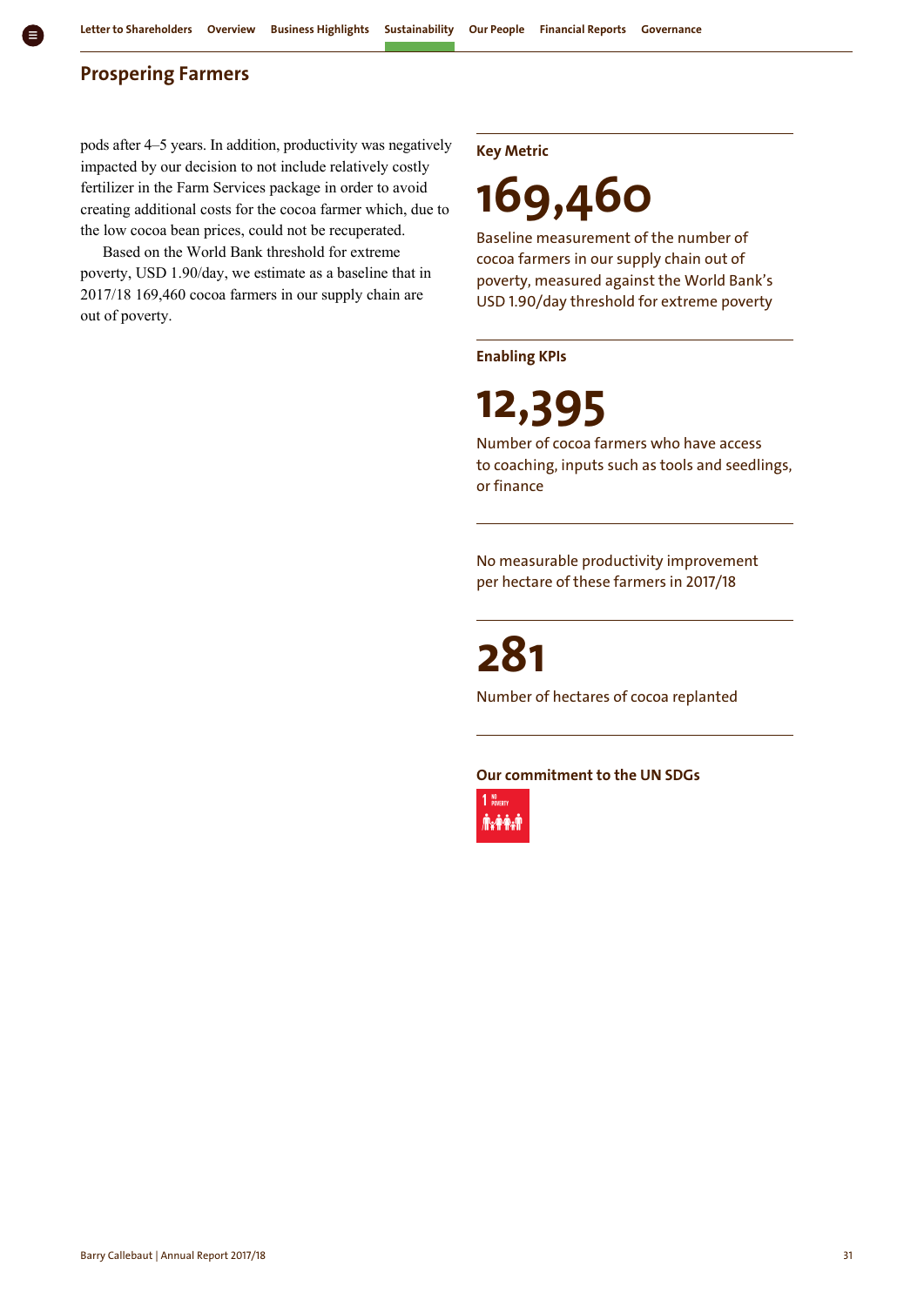## Prospering Farmers

pods after 4–5 years. In addition, productivity was negatively impacted by our decision to not include relatively costly fertilizer in the Farm Services package in order to avoid creating additional costs for the cocoa farmer which, due to the low cocoa bean prices, could not be recuperated.

Based on the World Bank threshold for extreme poverty, USD 1.90/day, we estimate as a baseline that in 2017/18 169,460 cocoa farmers in our supply chain are out of poverty.

### Key Metric

**169,460**

Baseline measurement of the number of cocoa farmers in our supply chain out of poverty, measured against the World Bank's USD 1.90/day threshold for extreme poverty

### Enabling KPIs

**12,395**

Number of cocoa farmers who have access to coaching, inputs such as tools and seedlings, or finance

No measurable productivity improvement per hectare of these farmers in 2017/18

**281**

Number of hectares of cocoa replanted

### Our commitment to the UN SDGs

1 NO POVERTY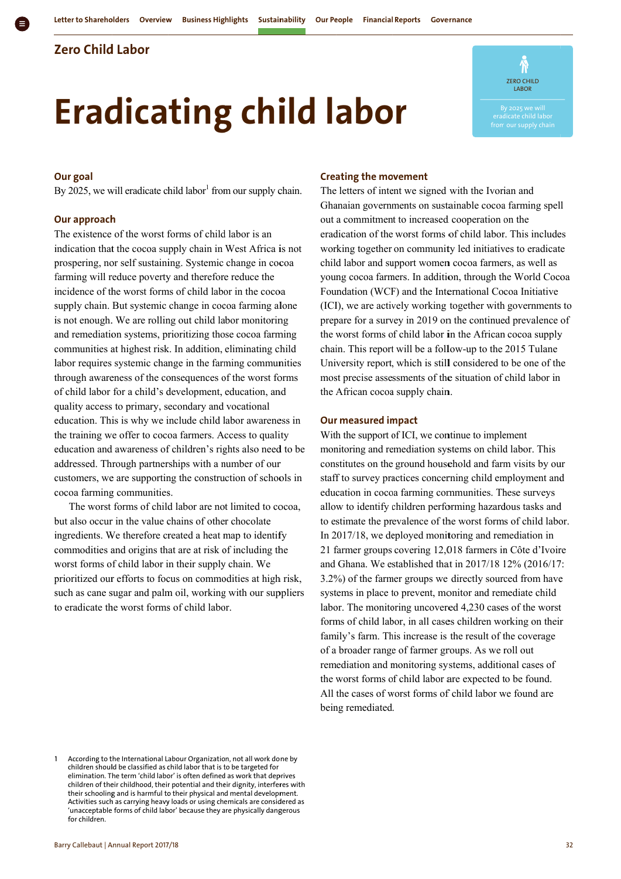## Zero Child Labor

# Eradicating child labor

ZERO CHILD LABOR

By 2025 we will eradicate child labor from our supply chain

### Our goal

By 2025, we will eradicate child labor[1] from our supply chain.

### Our approach

The existence of the worst forms of child labor is an indication that the cocoa supply chain in West Africa is not prospering, nor self sustaining. Systemic change in cocoa farming will reduce poverty and therefore reduce the incidence of the worst forms of child labor in the cocoa supply chain. But systemic change in cocoa farming alone is not enough. We are rolling out child labor monitoring and remediation systems, prioritizing those cocoa farming communities at highest risk. In addition, eliminating child labor requires systemic change in the farming communities through awareness of the consequences of the worst forms of child labor for a child's development, education, and quality access to primary, secondary and vocational education. This is why we include child labor awareness in the training we offer to cocoa farmers. Access to quality education and awareness of children's rights also need to be addressed. Through partnerships with a number of our customers, we are supporting the construction of schools in cocoa farming communities.

The worst forms of child labor are not limited to cocoa, but also occur in the value chains of other chocolate ingredients. We therefore created a heat map to identify commodities and origins that are at risk of including the worst forms of child labor in their supply chain. We prioritized our efforts to focus on commodities at high risk, such as cane sugar and palm oil, working with our suppliers to eradicate the worst forms of child labor.

### Creating the movement

The letters of intent we signed with the Ivorian and Ghanaian governments on sustainable cocoa farming spell out a commitment to increased cooperation on the eradication of the worst forms of child labor. This includes working together on community led initiatives to eradicate child labor and support women cocoa farmers, as well as young cocoa farmers. In addition, through the World Cocoa Foundation (WCF) and the International Cocoa Initiative (ICI), we are actively working together with governments to prepare for a survey in 2019 on the continued prevalence of the worst forms of child labor in the African cocoa supply chain. This report will be a follow-up to the 2015 Tulane University report, which is still considered to be one of the most precise assessments of the situation of child labor in the African cocoa supply chain.

### Our measured impact

With the support of ICI, we continue to implement monitoring and remediation systems on child labor. This constitutes on the ground household and farm visits by our staff to survey practices concerning child employment and education in cocoa farming communities. These surveys allow to identify children performing hazardous tasks and to estimate the prevalence of the worst forms of child labor. In 2017/18, we deployed monitoring and remediation in 21 farmer groups covering 12,018 farmers in Côte d'Ivoire and Ghana. We established that in 2017/18 12% (2016/17: 3.2%) of the farmer groups we directly sourced from have systems in place to prevent, monitor and remediate child labor. The monitoring uncovered 4,230 cases of the worst forms of child labor, in all cases children working on their family's farm. This increase is the result of the coverage of a broader range of farmer groups. As we roll out remediation and monitoring systems, additional cases of the worst forms of child labor are expected to be found. All the cases of worst forms of child labor we found are being remediated.

1 According to the International Labour Organization, not all work done by children should be classified as child labor that is to be targeted for elimination. The term 'child labor' is often defined as work that deprives children of their childhood, their potential and their dignity, interferes with their schooling and is harmful to their physical and mental development. Activities such as carrying heavy loads or using chemicals are considered as 'unacceptable forms of child labor' because they are physically dangerous for children.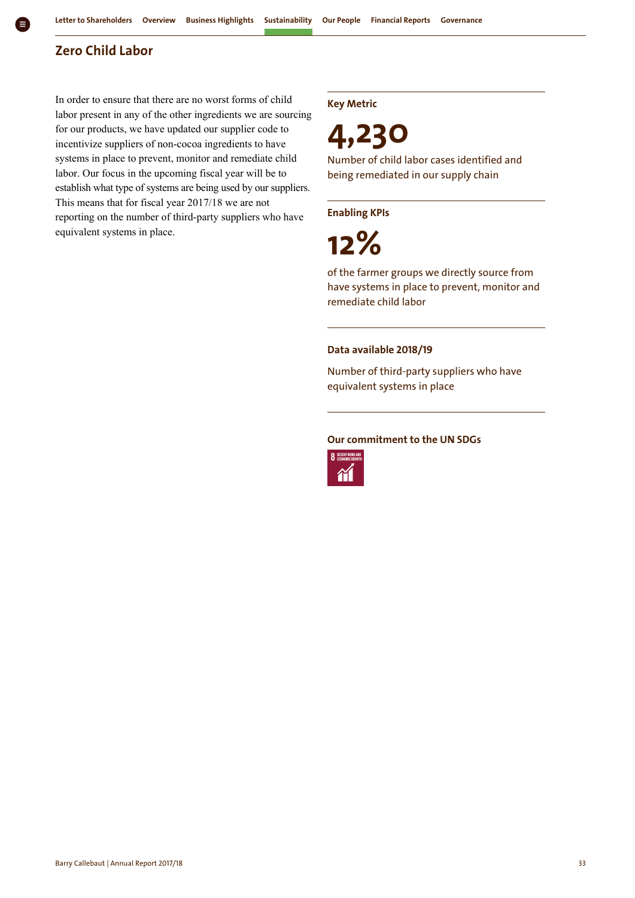## Zero Child Labor

In order to ensure that there are no worst forms of child labor present in any of the other ingredients we are sourcing for our products, we have updated our supplier code to incentivize suppliers of non-cocoa ingredients to have systems in place to prevent, monitor and remediate child labor. Our focus in the upcoming fiscal year will be to establish what type of systems are being used by our suppliers. This means that for fiscal year 2017/18 we are not reporting on the number of third-party suppliers who have equivalent systems in place.

**Key Metric**

**4,230**

Number of child labor cases identified and being remediated in our supply chain

**Enabling KPIs**

**12%**

of the farmer groups we directly source from have systems in place to prevent, monitor and remediate child labor

**Data available 2018/19**

Number of third-party suppliers who have equivalent systems in place

**Our commitment to the UN SDGs**

8 DECENT WORK AND ECONOMIC GROWTH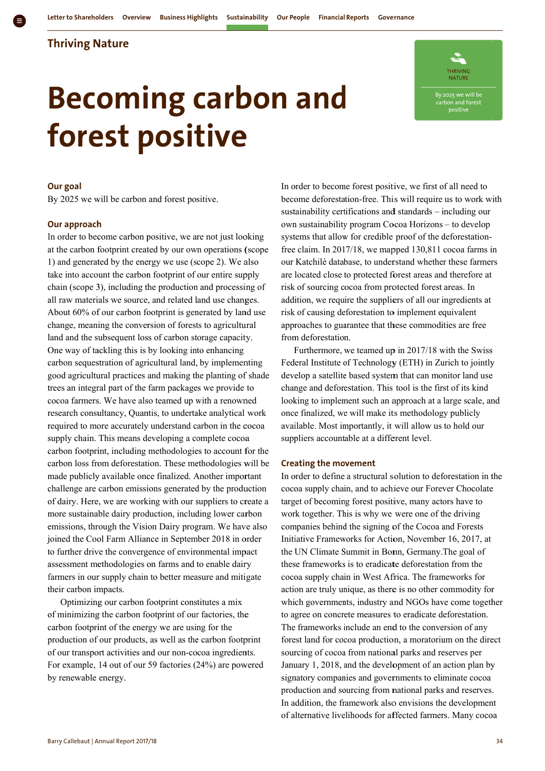## Thriving Nature

# Becoming carbon and forest positive

THRIVING NATURE

By 2025 we will be carbon and forest positive

### Our goal

By 2025 we will be carbon and forest positive.

### Our approach

In order to become carbon positive, we are not just looking at the carbon footprint created by our own operations (scope 1) and generated by the energy we use (scope 2). We also take into account the carbon footprint of our entire supply chain (scope 3), including the production and processing of all raw materials we source, and related land use changes. About 60% of our carbon footprint is generated by land use change, meaning the conversion of forests to agricultural land and the subsequent loss of carbon storage capacity. One way of tackling this is by looking into enhancing carbon sequestration of agricultural land, by implementing good agricultural practices and making the planting of shade trees an integral part of the farm packages we provide to cocoa farmers. We have also teamed up with a renowned research consultancy, Quantis, to undertake analytical work required to more accurately understand carbon in the cocoa supply chain. This means developing a complete cocoa carbon footprint, including methodologies to account for the carbon loss from deforestation. These methodologies will be made publicly available once finalized. Another important challenge are carbon emissions generated by the production of dairy. Here, we are working with our suppliers to create a more sustainable dairy production, including lower carbon emissions, through the Vision Dairy program. We have also joined the Cool Farm Alliance in September 2018 in order to further drive the convergence of environmental impact assessment methodologies on farms and to enable dairy farmers in our supply chain to better measure and mitigate their carbon impacts.

Optimizing our carbon footprint constitutes a mix of minimizing the carbon footprint of our factories, the carbon footprint of the energy we are using for the production of our products, as well as the carbon footprint of our transport activities and our non-cocoa ingredients. For example, 14 out of our 59 factories (24%) are powered by renewable energy.

In order to become forest positive, we first of all need to become deforestation-free. This will require us to work with sustainability certifications and standards – including our own sustainability program Cocoa Horizons – to develop systems that allow for credible proof of the deforestation-free claim. In 2017/18, we mapped 130,811 cocoa farms in our Katchilè database, to understand whether these farmers are located close to protected forest areas and therefore at risk of sourcing cocoa from protected forest areas. In addition, we require the suppliers of all our ingredients at risk of causing deforestation to implement equivalent approaches to guarantee that these commodities are free from deforestation.

Furthermore, we teamed up in 2017/18 with the Swiss Federal Institute of Technology (ETH) in Zurich to jointly develop a satellite based system that can monitor land use change and deforestation. This tool is the first of its kind looking to implement such an approach at a large scale, and once finalized, we will make its methodology publicly available. Most importantly, it will allow us to hold our suppliers accountable at a different level.

### Creating the movement

In order to define a structural solution to deforestation in the cocoa supply chain, and to achieve our Forever Chocolate target of becoming forest positive, many actors have to work together. This is why we were one of the driving companies behind the signing of the Cocoa and Forests Initiative Frameworks for Action, November 16, 2017, at the UN Climate Summit in Bonn, Germany.The goal of these frameworks is to eradicate deforestation from the cocoa supply chain in West Africa. The frameworks for action are truly unique, as there is no other commodity for which governments, industry and NGOs have come together to agree on concrete measures to eradicate deforestation. The frameworks include an end to the conversion of any forest land for cocoa production, a moratorium on the direct sourcing of cocoa from national parks and reserves per January 1, 2018, and the development of an action plan by signatory companies and governments to eliminate cocoa production and sourcing from national parks and reserves. In addition, the framework also envisions the development of alternative livelihoods for affected farmers. Many cocoa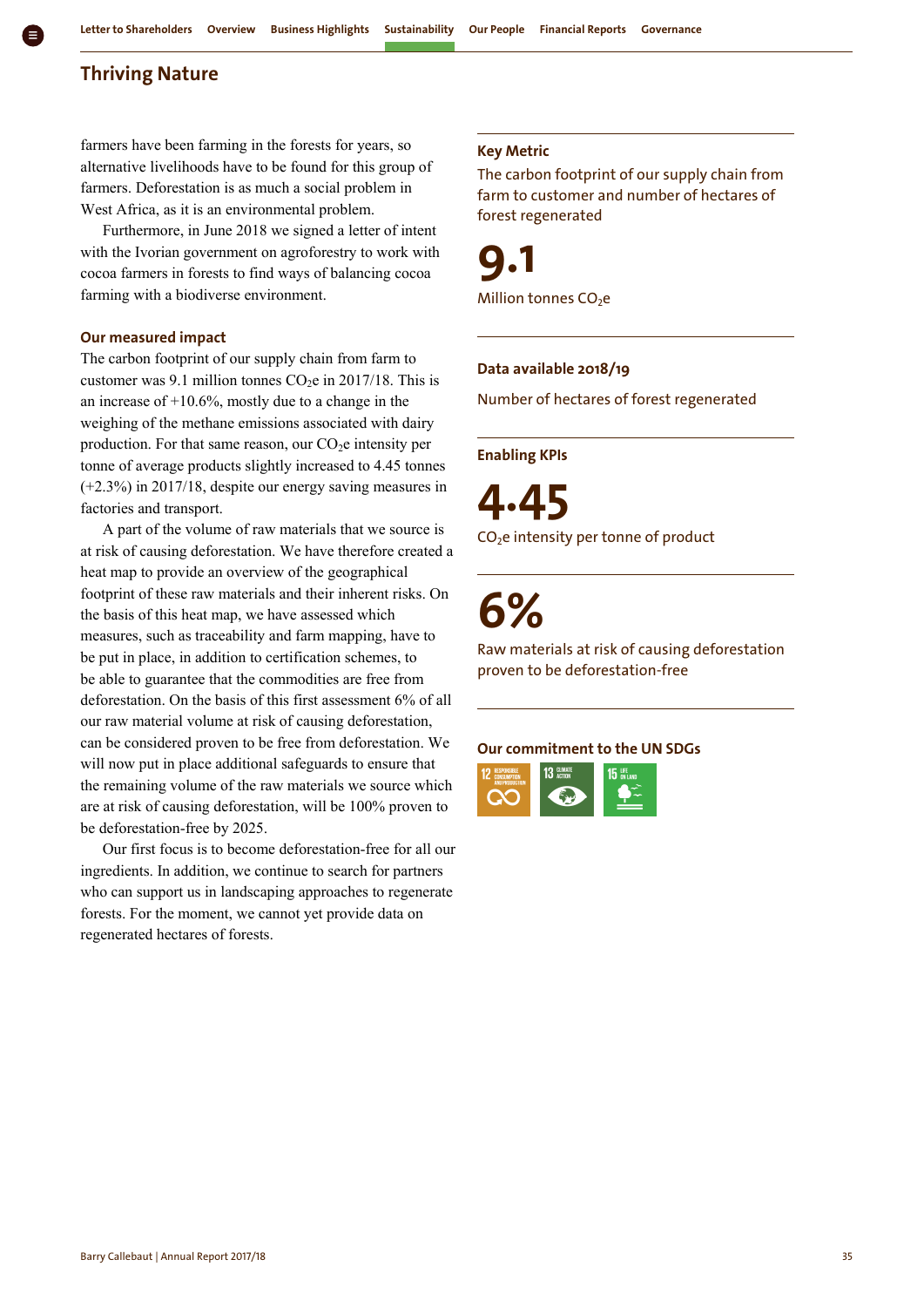## Thriving Nature

farmers have been farming in the forests for years, so alternative livelihoods have to be found for this group of farmers. Deforestation is as much a social problem in West Africa, as it is an environmental problem.

Furthermore, in June 2018 we signed a letter of intent with the Ivorian government on agroforestry to work with cocoa farmers in forests to find ways of balancing cocoa farming with a biodiverse environment.

### Our measured impact

The carbon footprint of our supply chain from farm to customer was 9.1 million tonnes $CO_2e$ in 2017/18. This is an increase of +10.6%, mostly due to a change in the weighing of the methane emissions associated with dairy production. For that same reason, our $CO_2e$ intensity per tonne of average products slightly increased to 4.45 tonnes (+2.3%) in 2017/18, despite our energy saving measures in factories and transport.

A part of the volume of raw materials that we source is at risk of causing deforestation. We have therefore created a heat map to provide an overview of the geographical footprint of these raw materials and their inherent risks. On the basis of this heat map, we have assessed which measures, such as traceability and farm mapping, have to be put in place, in addition to certification schemes, to be able to guarantee that the commodities are free from deforestation. On the basis of this first assessment 6% of all our raw material volume at risk of causing deforestation, can be considered proven to be free from deforestation. We will now put in place additional safeguards to ensure that the remaining volume of the raw materials we source which are at risk of causing deforestation, will be 100% proven to be deforestation-free by 2025.

Our first focus is to become deforestation-free for all our ingredients. In addition, we continue to search for partners who can support us in landscaping approaches to regenerate forests. For the moment, we cannot yet provide data on regenerated hectares of forests.

### Key Metric

The carbon footprint of our supply chain from farm to customer and number of hectares of forest regenerated

**9.1**

Million tonnes $CO_2e$

### Data available 2018/19

Number of hectares of forest regenerated

### Enabling KPIs

**4.45**

$CO_2e$ intensity per tonne of product

**6%**

Raw materials at risk of causing deforestation proven to be deforestation-free

### Our commitment to the UN SDGs

12 Responsible consumption and production | 13 Climate action | 15 Life on land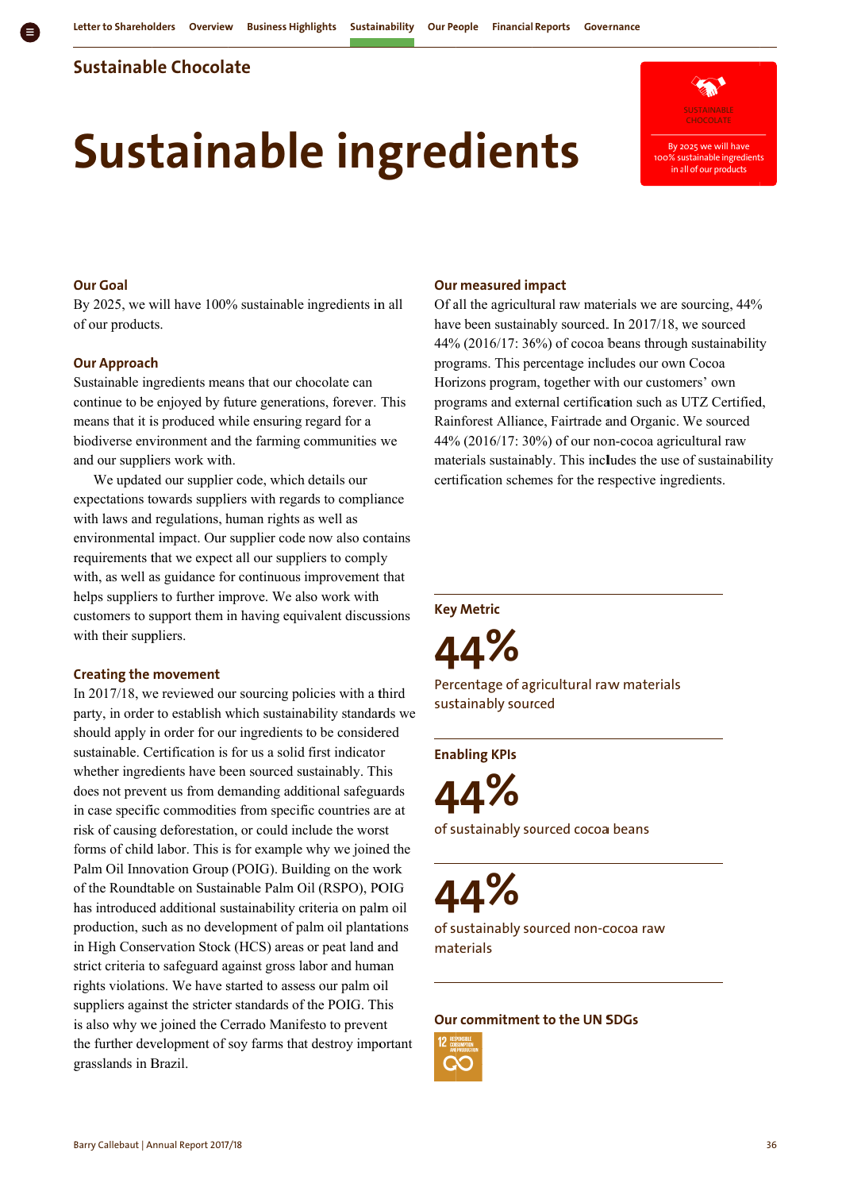## Sustainable Chocolate

# Sustainable ingredients

SUSTAINABLE CHOCOLATE

By 2025 we will have 100% sustainable ingredients in all of our products

### Our Goal

By 2025, we will have 100% sustainable ingredients in all of our products.

### Our Approach

Sustainable ingredients means that our chocolate can continue to be enjoyed by future generations, forever. This means that it is produced while ensuring regard for a biodiverse environment and the farming communities we and our suppliers work with.

We updated our supplier code, which details our expectations towards suppliers with regards to compliance with laws and regulations, human rights as well as environmental impact. Our supplier code now also contains requirements that we expect all our suppliers to comply with, as well as guidance for continuous improvement that helps suppliers to further improve. We also work with customers to support them in having equivalent discussions with their suppliers.

### Creating the movement

In 2017/18, we reviewed our sourcing policies with a third party, in order to establish which sustainability standards we should apply in order for our ingredients to be considered sustainable. Certification is for us a solid first indicator whether ingredients have been sourced sustainably. This does not prevent us from demanding additional safeguards in case specific commodities from specific countries are at risk of causing deforestation, or could include the worst forms of child labor. This is for example why we joined the Palm Oil Innovation Group (POIG). Building on the work of the Roundtable on Sustainable Palm Oil (RSPO), POIG has introduced additional sustainability criteria on palm oil production, such as no development of palm oil plantations in High Conservation Stock (HCS) areas or peat land and strict criteria to safeguard against gross labor and human rights violations. We have started to assess our palm oil suppliers against the stricter standards of the POIG. This is also why we joined the Cerrado Manifesto to prevent the further development of soy farms that destroy important grasslands in Brazil.

### Our measured impact

Of all the agricultural raw materials we are sourcing, 44% have been sustainably sourced. In 2017/18, we sourced 44% (2016/17: 36%) of cocoa beans through sustainability programs. This percentage includes our own Cocoa Horizons program, together with our customers' own programs and external certification such as UTZ Certified, Rainforest Alliance, Fairtrade and Organic. We sourced 44% (2016/17: 30%) of our non-cocoa agricultural raw materials sustainably. This includes the use of sustainability certification schemes for the respective ingredients.

### Key Metric

**44%**

Percentage of agricultural raw materials sustainably sourced

### Enabling KPIs

**44%**

of sustainably sourced cocoa beans

**44%**

of sustainably sourced non-cocoa raw materials

### Our commitment to the UN SDGs

12 RESPONSIBLE CONSUMPTION AND PRODUCTION